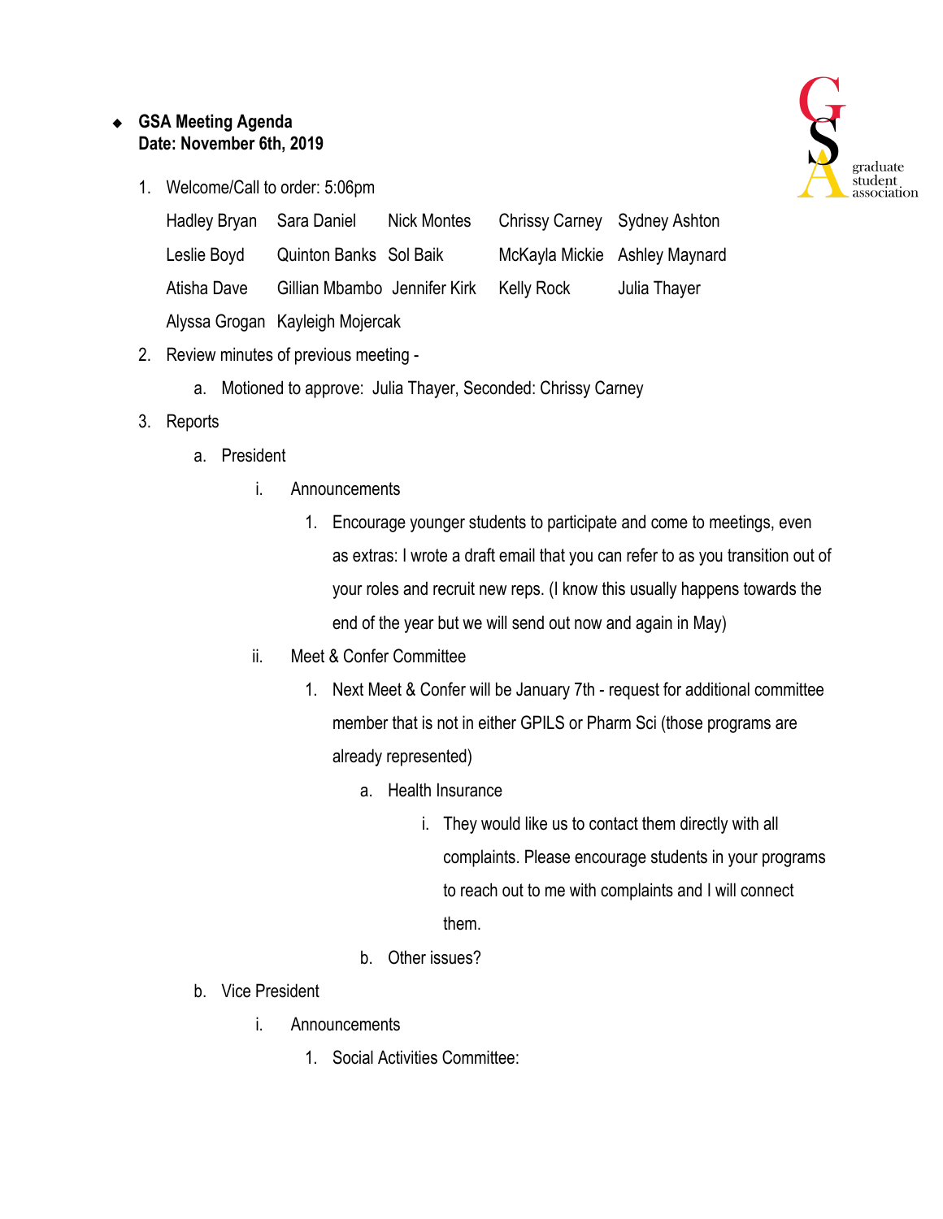- **GSA Meeting Agenda**
  **Date: November 6th, 2019**

1. Welcome/Call to order: 5:06pm

| | | | | |
|---|---|---|---|---|
| Hadley Bryan | Sara Daniel | Nick Montes | Chrissy Carney | Sydney Ashton |
| Leslie Boyd | Quinton Banks | Sol Baik | McKayla Mickie | Ashley Maynard |
| Atisha Dave | Gillian Mbambo | Jennifer Kirk | Kelly Rock | Julia Thayer |
| Alyssa Grogan | Kayleigh Mojercak | | | |

2. Review minutes of previous meeting -
   a. Motioned to approve: Julia Thayer, Seconded: Chrissy Carney
3. Reports
   a. President
      i. Announcements
         1. Encourage younger students to participate and come to meetings, even as extras: I wrote a draft email that you can refer to as you transition out of your roles and recruit new reps. (I know this usually happens towards the end of the year but we will send out now and again in May)
      ii. Meet & Confer Committee
         1. Next Meet & Confer will be January 7th - request for additional committee member that is not in either GPILS or Pharm Sci (those programs are already represented)
            a. Health Insurance
               i. They would like us to contact them directly with all complaints. Please encourage students in your programs to reach out to me with complaints and I will connect them.
            b. Other issues?
   b. Vice President
      i. Announcements
         1. Social Activities Committee: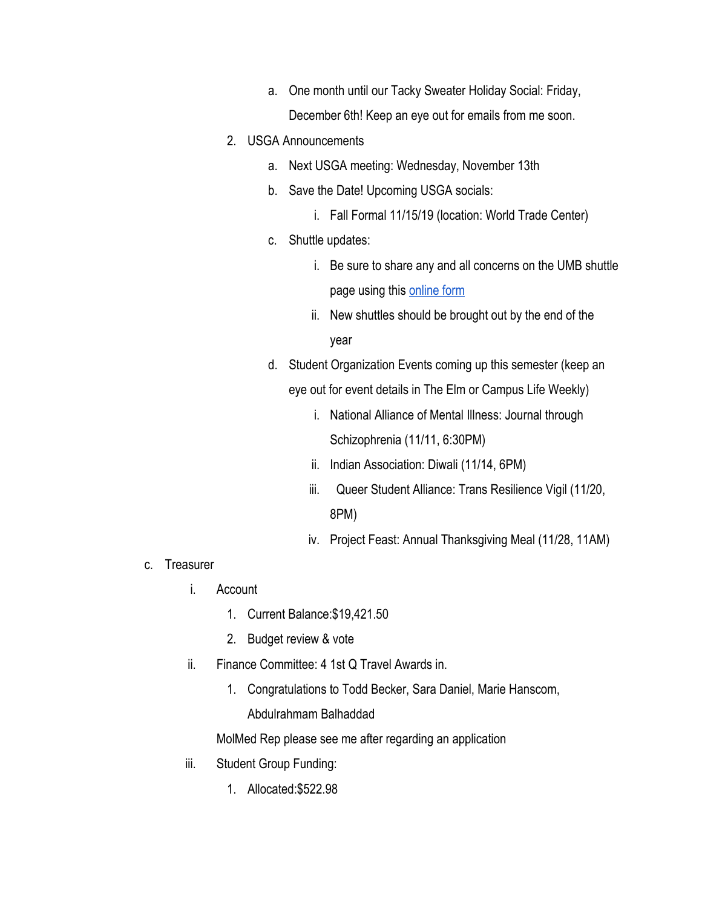a. One month until our Tacky Sweater Holiday Social: Friday, December 6th! Keep an eye out for emails from me soon.

2. USGA Announcements
   a. Next USGA meeting: Wednesday, November 13th
   b. Save the Date! Upcoming USGA socials:
      i. Fall Formal 11/15/19 (location: World Trade Center)
   c. Shuttle updates:
      i. Be sure to share any and all concerns on the UMB shuttle page using this online form
      ii. New shuttles should be brought out by the end of the year
   d. Student Organization Events coming up this semester (keep an eye out for event details in The Elm or Campus Life Weekly)
      i. National Alliance of Mental Illness: Journal through Schizophrenia (11/11, 6:30PM)
      ii. Indian Association: Diwali (11/14, 6PM)
      iii. Queer Student Alliance: Trans Resilience Vigil (11/20, 8PM)
      iv. Project Feast: Annual Thanksgiving Meal (11/28, 11AM)

c. Treasurer
   i. Account
      1. Current Balance:$19,421.50
      2. Budget review & vote
   ii. Finance Committee: 4 1st Q Travel Awards in.
      1. Congratulations to Todd Becker, Sara Daniel, Marie Hanscom, Abdulrahmam Balhaddad

      MolMed Rep please see me after regarding an application
   iii. Student Group Funding:
      1. Allocated:$522.98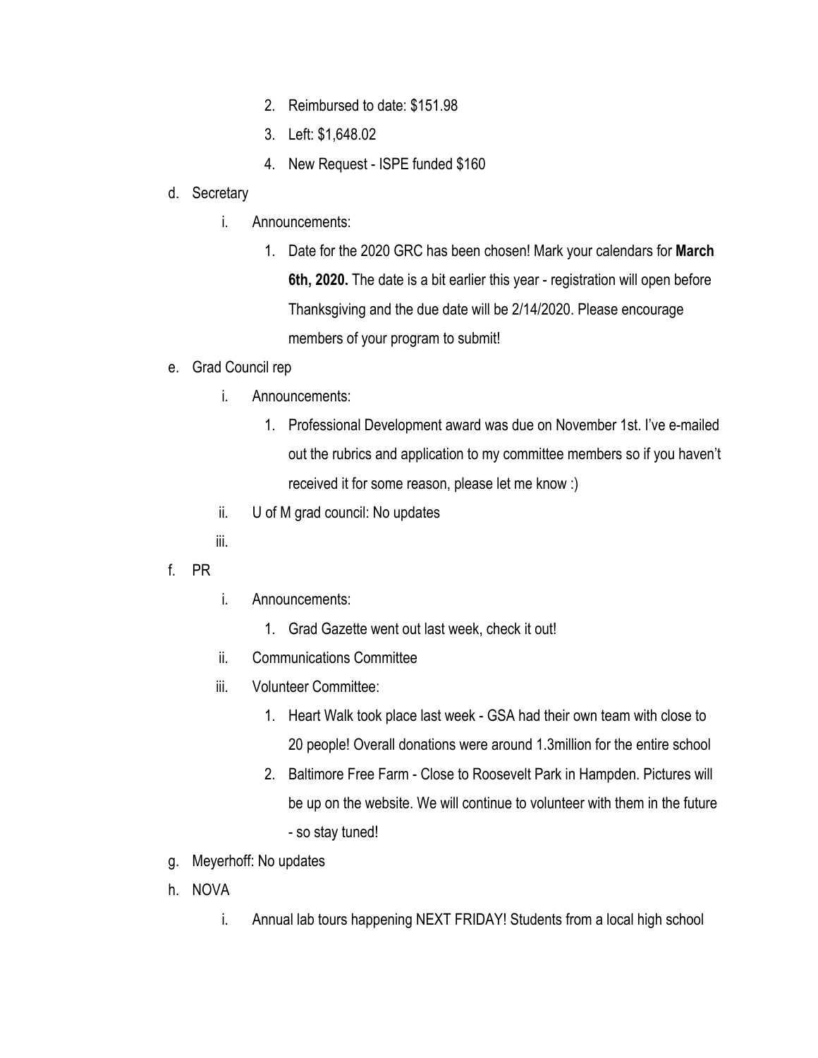2. Reimbursed to date: $151.98
   3. Left: $1,648.02
   4. New Request - ISPE funded $160

d. Secretary
   i. Announcements:
      1. Date for the 2020 GRC has been chosen! Mark your calendars for **March 6th, 2020.** The date is a bit earlier this year - registration will open before Thanksgiving and the due date will be 2/14/2020. Please encourage members of your program to submit!

e. Grad Council rep
   i. Announcements:
      1. Professional Development award was due on November 1st. I've e-mailed out the rubrics and application to my committee members so if you haven't received it for some reason, please let me know :)
   ii. U of M grad council: No updates
   iii.

f. PR
   i. Announcements:
      1. Grad Gazette went out last week, check it out!
   ii. Communications Committee
   iii. Volunteer Committee:
      1. Heart Walk took place last week - GSA had their own team with close to 20 people! Overall donations were around 1.3million for the entire school
      2. Baltimore Free Farm - Close to Roosevelt Park in Hampden. Pictures will be up on the website. We will continue to volunteer with them in the future - so stay tuned!

g. Meyerhoff: No updates

h. NOVA
   i. Annual lab tours happening NEXT FRIDAY! Students from a local high school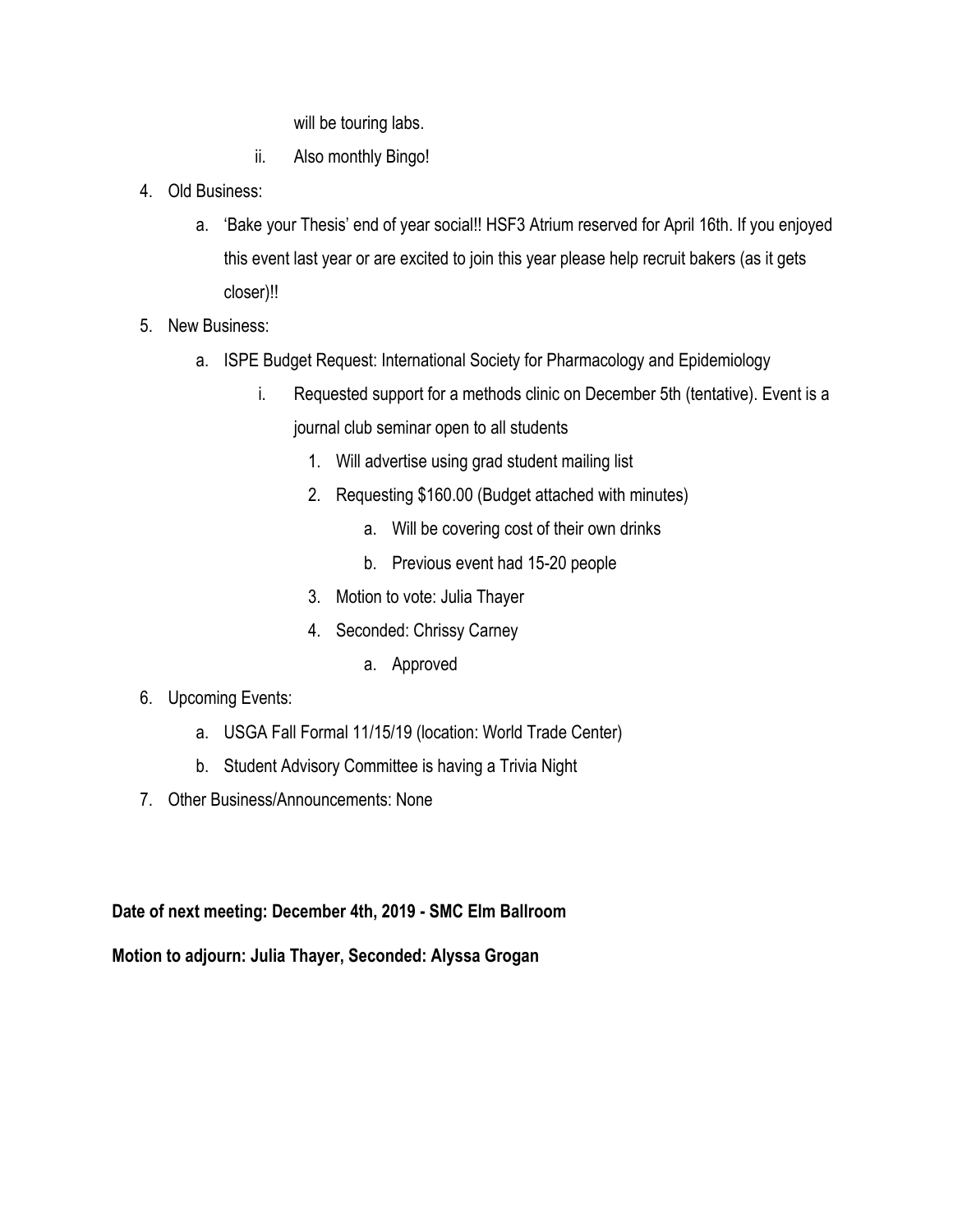will be touring labs.

   ii. Also monthly Bingo!

4. Old Business:
   a. 'Bake your Thesis' end of year social!! HSF3 Atrium reserved for April 16th. If you enjoyed this event last year or are excited to join this year please help recruit bakers (as it gets closer)!!
5. New Business:
   a. ISPE Budget Request: International Society for Pharmacology and Epidemiology
      i. Requested support for a methods clinic on December 5th (tentative). Event is a journal club seminar open to all students
         1. Will advertise using grad student mailing list
         2. Requesting $160.00 (Budget attached with minutes)
            a. Will be covering cost of their own drinks
            b. Previous event had 15-20 people
         3. Motion to vote: Julia Thayer
         4. Seconded: Chrissy Carney
            a. Approved
6. Upcoming Events:
   a. USGA Fall Formal 11/15/19 (location: World Trade Center)
   b. Student Advisory Committee is having a Trivia Night
7. Other Business/Announcements: None

**Date of next meeting: December 4th, 2019 - SMC Elm Ballroom**

**Motion to adjourn: Julia Thayer, Seconded: Alyssa Grogan**